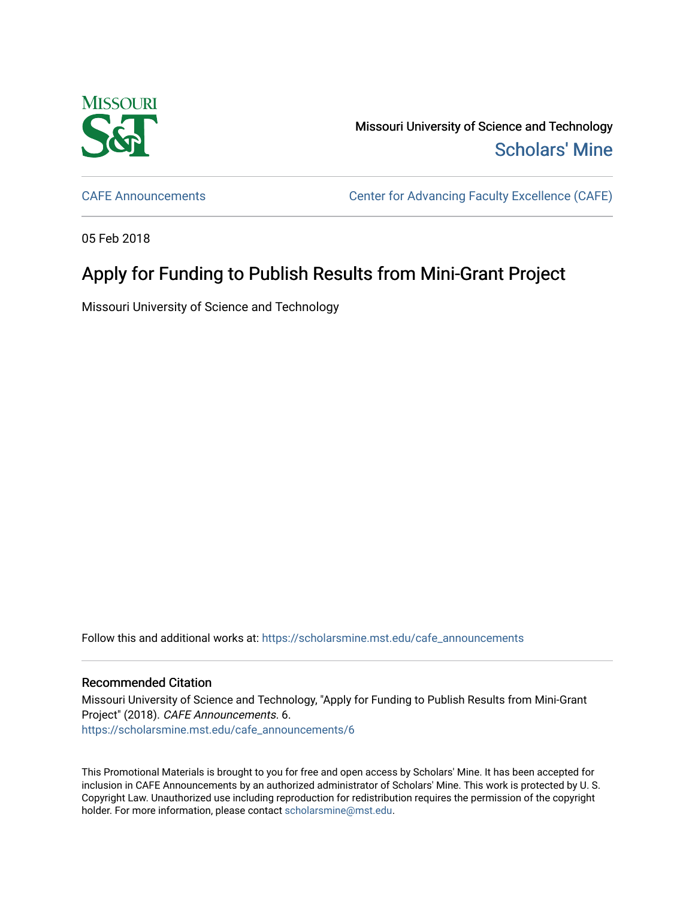Missouri University of Science and Technology

Scholars' Mine

CAFE Announcements

Center for Advancing Faculty Excellence (CAFE)

05 Feb 2018

# Apply for Funding to Publish Results from Mini-Grant Project

Missouri University of Science and Technology

Follow this and additional works at: https://scholarsmine.mst.edu/cafe_announcements

## Recommended Citation

Missouri University of Science and Technology, "Apply for Funding to Publish Results from Mini-Grant Project" (2018). *CAFE Announcements*. 6.
https://scholarsmine.mst.edu/cafe_announcements/6

This Promotional Materials is brought to you for free and open access by Scholars' Mine. It has been accepted for inclusion in CAFE Announcements by an authorized administrator of Scholars' Mine. This work is protected by U. S. Copyright Law. Unauthorized use including reproduction for redistribution requires the permission of the copyright holder. For more information, please contact scholarsmine@mst.edu.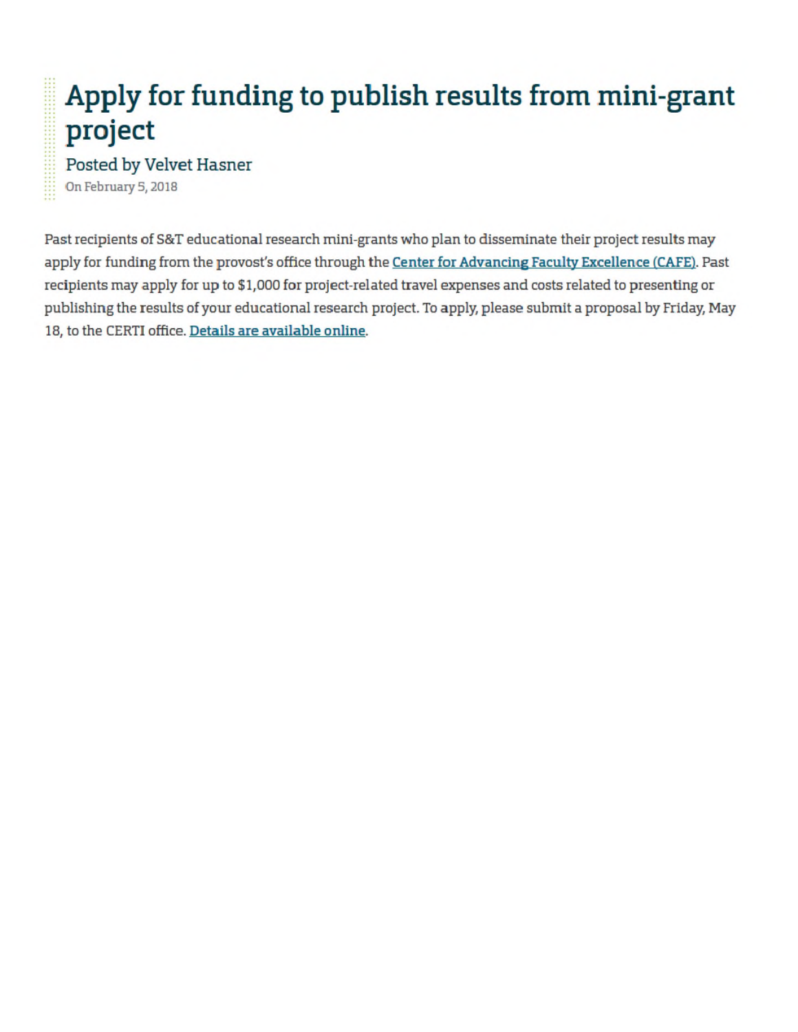# Apply for funding to publish results from mini-grant project

Posted by Velvet Hasner

On February 5, 2018

Past recipients of S&T educational research mini-grants who plan to disseminate their project results may apply for funding from the provost's office through the Center for Advancing Faculty Excellence (CAFE). Past recipients may apply for up to $1,000 for project-related travel expenses and costs related to presenting or publishing the results of your educational research project. To apply, please submit a proposal by Friday, May 18, to the CERTI office. Details are available online.